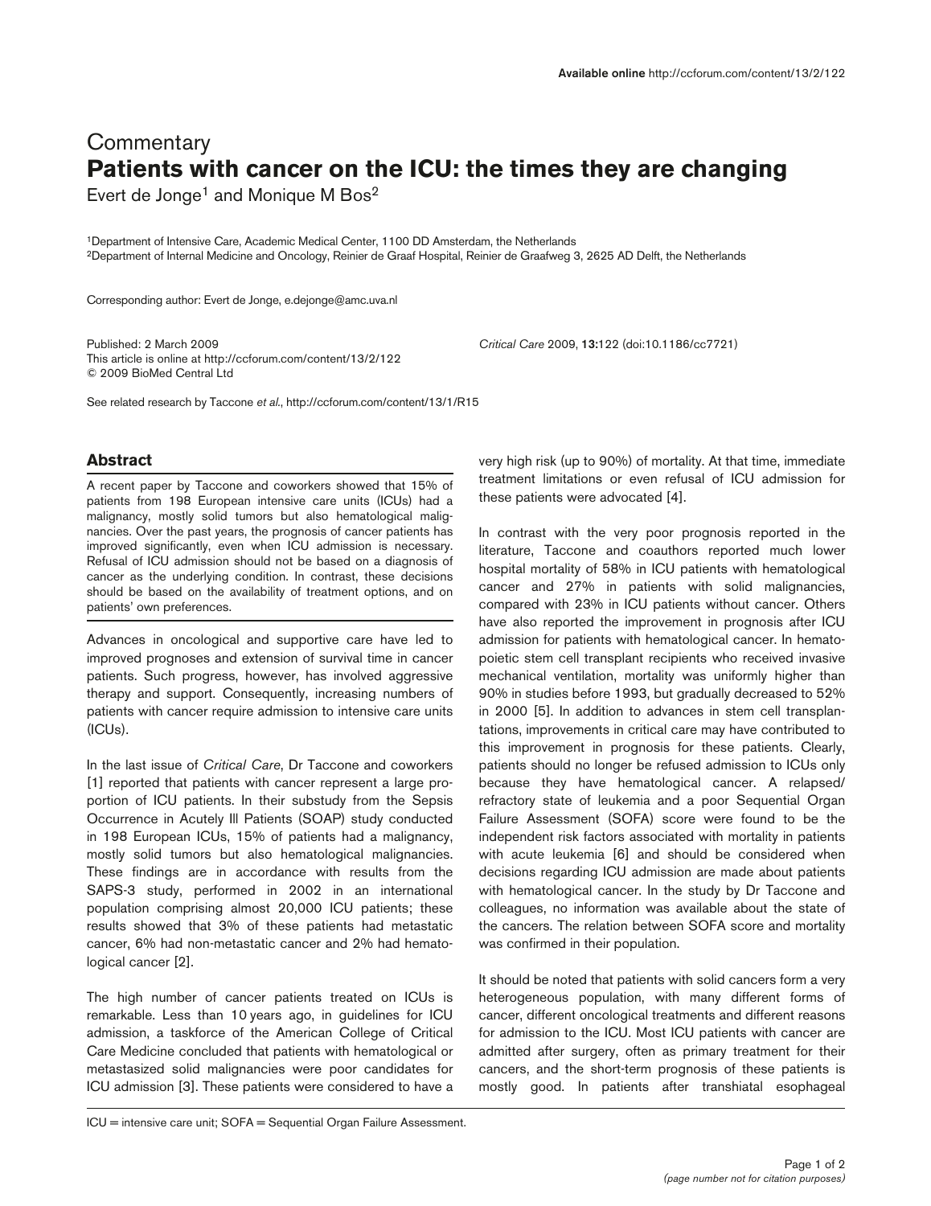Commentary

# Patients with cancer on the ICU: the times they are changing

Evert de Jonge[1] and Monique M Bos[2]

[1]Department of Intensive Care, Academic Medical Center, 1100 DD Amsterdam, the Netherlands
[2]Department of Internal Medicine and Oncology, Reinier de Graaf Hospital, Reinier de Graafweg 3, 2625 AD Delft, the Netherlands

Corresponding author: Evert de Jonge, e.dejonge@amc.uva.nl

Published: 2 March 2009
This article is online at http://ccforum.com/content/13/2/122
© 2009 BioMed Central Ltd

*Critical Care* 2009, **13**:122 (doi:10.1186/cc7721)

See related research by Taccone *et al*., http://ccforum.com/content/13/1/R15

## Abstract

A recent paper by Taccone and coworkers showed that 15% of patients from 198 European intensive care units (ICUs) had a malignancy, mostly solid tumors but also hematological malignancies. Over the past years, the prognosis of cancer patients has improved significantly, even when ICU admission is necessary. Refusal of ICU admission should not be based on a diagnosis of cancer as the underlying condition. In contrast, these decisions should be based on the availability of treatment options, and on patients' own preferences.

Advances in oncological and supportive care have led to improved prognoses and extension of survival time in cancer patients. Such progress, however, has involved aggressive therapy and support. Consequently, increasing numbers of patients with cancer require admission to intensive care units (ICUs).

In the last issue of *Critical Care*, Dr Taccone and coworkers [1] reported that patients with cancer represent a large proportion of ICU patients. In their substudy from the Sepsis Occurrence in Acutely Ill Patients (SOAP) study conducted in 198 European ICUs, 15% of patients had a malignancy, mostly solid tumors but also hematological malignancies. These findings are in accordance with results from the SAPS-3 study, performed in 2002 in an international population comprising almost 20,000 ICU patients; these results showed that 3% of these patients had metastatic cancer, 6% had non-metastatic cancer and 2% had hematological cancer [2].

The high number of cancer patients treated on ICUs is remarkable. Less than 10 years ago, in guidelines for ICU admission, a taskforce of the American College of Critical Care Medicine concluded that patients with hematological or metastasized solid malignancies were poor candidates for ICU admission [3]. These patients were considered to have a very high risk (up to 90%) of mortality. At that time, immediate treatment limitations or even refusal of ICU admission for these patients were advocated [4].

In contrast with the very poor prognosis reported in the literature, Taccone and coauthors reported much lower hospital mortality of 58% in ICU patients with hematological cancer and 27% in patients with solid malignancies, compared with 23% in ICU patients without cancer. Others have also reported the improvement in prognosis after ICU admission for patients with hematological cancer. In hematopoietic stem cell transplant recipients who received invasive mechanical ventilation, mortality was uniformly higher than 90% in studies before 1993, but gradually decreased to 52% in 2000 [5]. In addition to advances in stem cell transplantations, improvements in critical care may have contributed to this improvement in prognosis for these patients. Clearly, patients should no longer be refused admission to ICUs only because they have hematological cancer. A relapsed/refractory state of leukemia and a poor Sequential Organ Failure Assessment (SOFA) score were found to be the independent risk factors associated with mortality in patients with acute leukemia [6] and should be considered when decisions regarding ICU admission are made about patients with hematological cancer. In the study by Dr Taccone and colleagues, no information was available about the state of the cancers. The relation between SOFA score and mortality was confirmed in their population.

It should be noted that patients with solid cancers form a very heterogeneous population, with many different forms of cancer, different oncological treatments and different reasons for admission to the ICU. Most ICU patients with cancer are admitted after surgery, often as primary treatment for their cancers, and the short-term prognosis of these patients is mostly good. In patients after transhiatal esophageal

ICU = intensive care unit; SOFA = Sequential Organ Failure Assessment.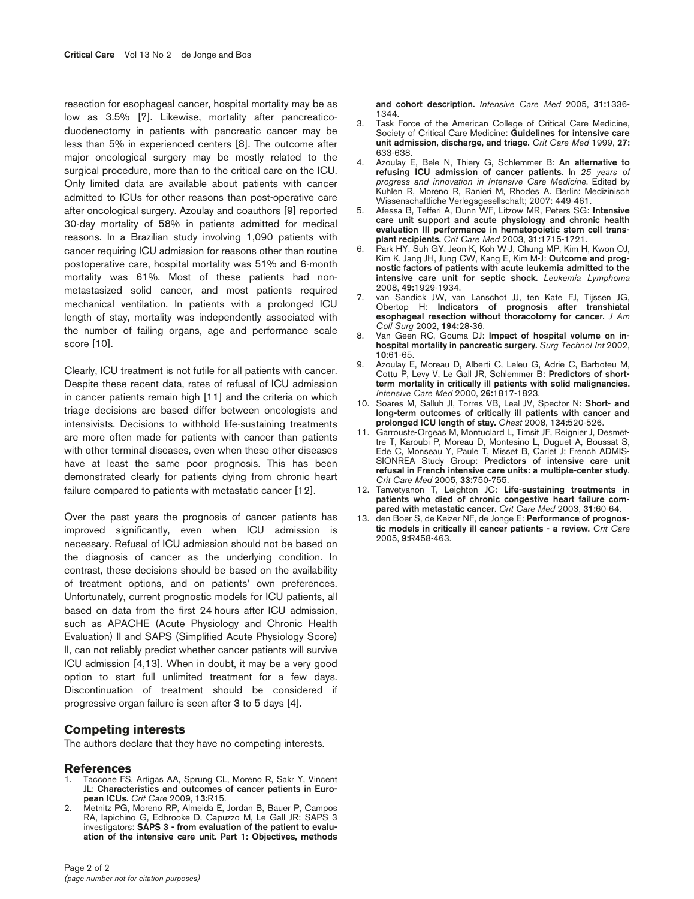resection for esophageal cancer, hospital mortality may be as low as 3.5% [7]. Likewise, mortality after pancreaticoduodenectomy in patients with pancreatic cancer may be less than 5% in experienced centers [8]. The outcome after major oncological surgery may be mostly related to the surgical procedure, more than to the critical care on the ICU. Only limited data are available about patients with cancer admitted to ICUs for other reasons than post-operative care after oncological surgery. Azoulay and coauthors [9] reported 30-day mortality of 58% in patients admitted for medical reasons. In a Brazilian study involving 1,090 patients with cancer requiring ICU admission for reasons other than routine postoperative care, hospital mortality was 51% and 6-month mortality was 61%. Most of these patients had non-metastasized solid cancer, and most patients required mechanical ventilation. In patients with a prolonged ICU length of stay, mortality was independently associated with the number of failing organs, age and performance scale score [10].

Clearly, ICU treatment is not futile for all patients with cancer. Despite these recent data, rates of refusal of ICU admission in cancer patients remain high [11] and the criteria on which triage decisions are based differ between oncologists and intensivists. Decisions to withhold life-sustaining treatments are more often made for patients with cancer than patients with other terminal diseases, even when these other diseases have at least the same poor prognosis. This has been demonstrated clearly for patients dying from chronic heart failure compared to patients with metastatic cancer [12].

Over the past years the prognosis of cancer patients has improved significantly, even when ICU admission is necessary. Refusal of ICU admission should not be based on the diagnosis of cancer as the underlying condition. In contrast, these decisions should be based on the availability of treatment options, and on patients' own preferences. Unfortunately, current prognostic models for ICU patients, all based on data from the first 24 hours after ICU admission, such as APACHE (Acute Physiology and Chronic Health Evaluation) II and SAPS (Simplified Acute Physiology Score) II, can not reliably predict whether cancer patients will survive ICU admission [4,13]. When in doubt, it may be a very good option to start full unlimited treatment for a few days. Discontinuation of treatment should be considered if progressive organ failure is seen after 3 to 5 days [4].

## Competing interests

The authors declare that they have no competing interests.

## References

1. Taccone FS, Artigas AA, Sprung CL, Moreno R, Sakr Y, Vincent JL: **Characteristics and outcomes of cancer patients in European ICUs.** *Crit Care* 2009, **13:**R15.
2. Metnitz PG, Moreno RP, Almeida E, Jordan B, Bauer P, Campos RA, Iapichino G, Edbrooke D, Capuzzo M, Le Gall JR; SAPS 3 investigators: **SAPS 3 - from evaluation of the patient to evaluation of the intensive care unit. Part 1: Objectives, methods and cohort description.** *Intensive Care Med* 2005, **31:**1336-1344.
3. Task Force of the American College of Critical Care Medicine, Society of Critical Care Medicine: **Guidelines for intensive care unit admission, discharge, and triage.** *Crit Care Med* 1999, **27:** 633-638.
4. Azoulay E, Bele N, Thiery G, Schlemmer B: **An alternative to refusing ICU admission of cancer patients**. In *25 years of progress and innovation in Intensive Care Medicine.* Edited by Kuhlen R, Moreno R, Ranieri M, Rhodes A. Berlin: Medizinisch Wissenschaftliche Verlegsgesellschaft; 2007: 449-461.
5. Afessa B, Tefferi A, Dunn WF, Litzow MR, Peters SG: **Intensive care unit support and acute physiology and chronic health evaluation III performance in hematopoietic stem cell transplant recipients.** *Crit Care Med* 2003, **31:**1715-1721.
6. Park HY, Suh GY, Jeon K, Koh W-J, Chung MP, Kim H, Kwon OJ, Kim K, Jang JH, Jung CW, Kang E, Kim M-J: **Outcome and prognostic factors of patients with acute leukemia admitted to the intensive care unit for septic shock.** *Leukemia Lymphoma* 2008, **49:**1929-1934.
7. van Sandick JW, van Lanschot JJ, ten Kate FJ, Tijssen JG, Obertop H: **Indicators of prognosis after transhiatal esophageal resection without thoracotomy for cancer.** *J Am Coll Surg* 2002, **194:**28-36.
8. Van Geen RC, Gouma DJ: **Impact of hospital volume on in-hospital mortality in pancreatic surgery.** *Surg Technol Int* 2002, **10:**61-65.
9. Azoulay E, Moreau D, Alberti C, Leleu G, Adrie C, Barboteu M, Cottu P, Levy V, Le Gall JR, Schlemmer B: **Predictors of short-term mortality in critically ill patients with solid malignancies.** *Intensive Care Med* 2000, **26:**1817-1823.
10. Soares M, Salluh JI, Torres VB, Leal JV, Spector N: **Short- and long-term outcomes of critically ill patients with cancer and prolonged ICU length of stay.** *Chest* 2008, **134:**520-526.
11. Garrouste-Orgeas M, Montuclard L, Timsit JF, Reignier J, Desmettre T, Karoubi P, Moreau D, Montesino L, Duguet A, Boussat S, Ede C, Monseau Y, Paule T, Misset B, Carlet J; French ADMISSIONREA Study Group: **Predictors of intensive care unit refusal in French intensive care units: a multiple-center study**. *Crit Care Med* 2005, **33:**750-755.
12. Tanvetyanon T, Leighton JC: **Life-sustaining treatments in patients who died of chronic congestive heart failure compared with metastatic cancer.** *Crit Care Med* 2003, **31:**60-64.
13. den Boer S, de Keizer NF, de Jonge E: **Performance of prognostic models in critically ill cancer patients - a review.** *Crit Care* 2005, **9:**R458-463.